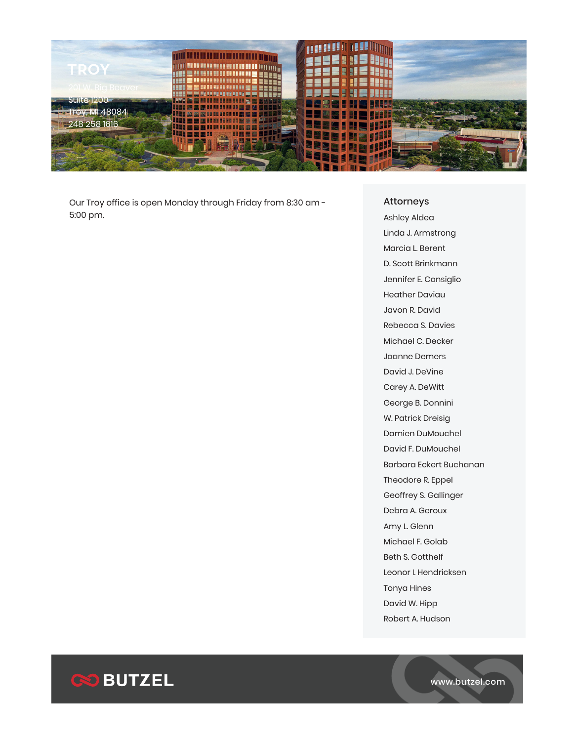# TROY

201 W. Big Beaver
Suite 1200
Troy, MI 48084
248 258 1616

Our Troy office is open Monday through Friday from 8:30 am - 5:00 pm.

## Attorneys

Ashley Aldea
Linda J. Armstrong
Marcia L. Berent
D. Scott Brinkmann
Jennifer E. Consiglio
Heather Daviau
Javon R. David
Rebecca S. Davies
Michael C. Decker
Joanne Demers
David J. DeVine
Carey A. DeWitt
George B. Donnini
W. Patrick Dreisig
Damien DuMouchel
David F. DuMouchel
Barbara Eckert Buchanan
Theodore R. Eppel
Geoffrey S. Gallinger
Debra A. Geroux
Amy L. Glenn
Michael F. Golab
Beth S. Gotthelf
Leonor I. Hendricksen
Tonya Hines
David W. Hipp
Robert A. Hudson

BUTZEL

www.butzel.com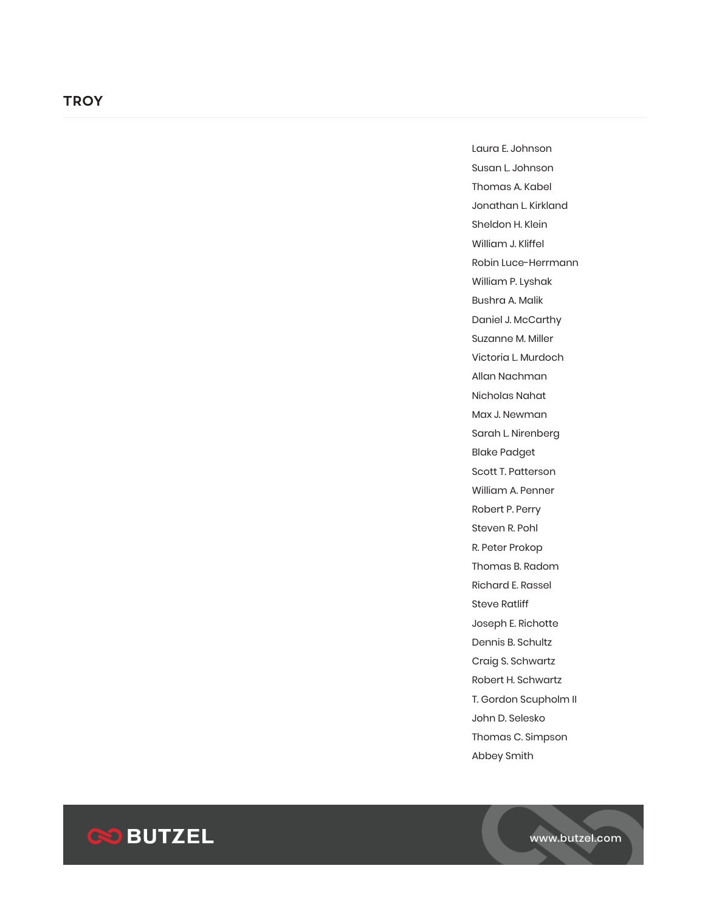## TROY

Laura E. Johnson
Susan L. Johnson
Thomas A. Kabel
Jonathan L. Kirkland
Sheldon H. Klein
William J. Kliffel
Robin Luce-Herrmann
William P. Lyshak
Bushra A. Malik
Daniel J. McCarthy
Suzanne M. Miller
Victoria L. Murdoch
Allan Nachman
Nicholas Nahat
Max J. Newman
Sarah L. Nirenberg
Blake Padget
Scott T. Patterson
William A. Penner
Robert P. Perry
Steven R. Pohl
R. Peter Prokop
Thomas B. Radom
Richard E. Rassel
Steve Ratliff
Joseph E. Richotte
Dennis B. Schultz
Craig S. Schwartz
Robert H. Schwartz
T. Gordon Scupholm II
John D. Selesko
Thomas C. Simpson
Abbey Smith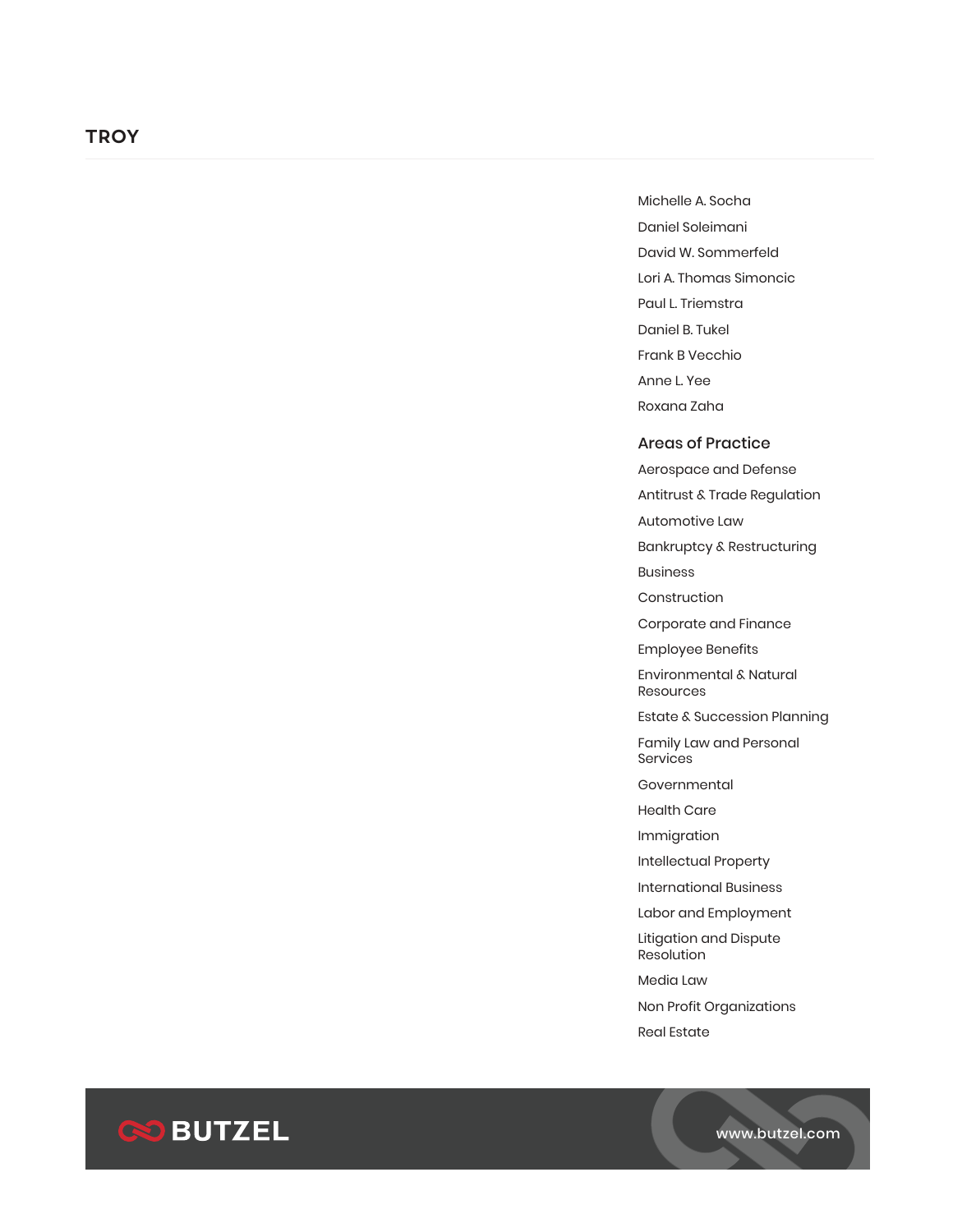## TROY

Michelle A. Socha
Daniel Soleimani
David W. Sommerfeld
Lori A. Thomas Simoncic
Paul L. Triemstra
Daniel B. Tukel
Frank B Vecchio
Anne L. Yee
Roxana Zaha

### Areas of Practice

- Aerospace and Defense
- Antitrust & Trade Regulation
- Automotive Law
- Bankruptcy & Restructuring
- Business
- Construction
- Corporate and Finance
- Employee Benefits
- Environmental & Natural Resources
- Estate & Succession Planning
- Family Law and Personal Services
- Governmental
- Health Care
- Immigration
- Intellectual Property
- International Business
- Labor and Employment
- Litigation and Dispute Resolution
- Media Law
- Non Profit Organizations
- Real Estate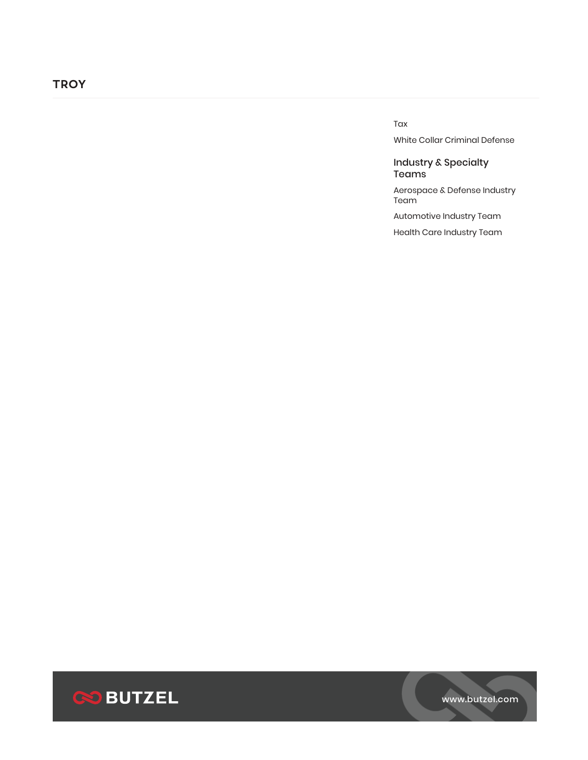TROY

Tax

White Collar Criminal Defense

### Industry & Specialty Teams

Aerospace & Defense Industry Team

Automotive Industry Team

Health Care Industry Team